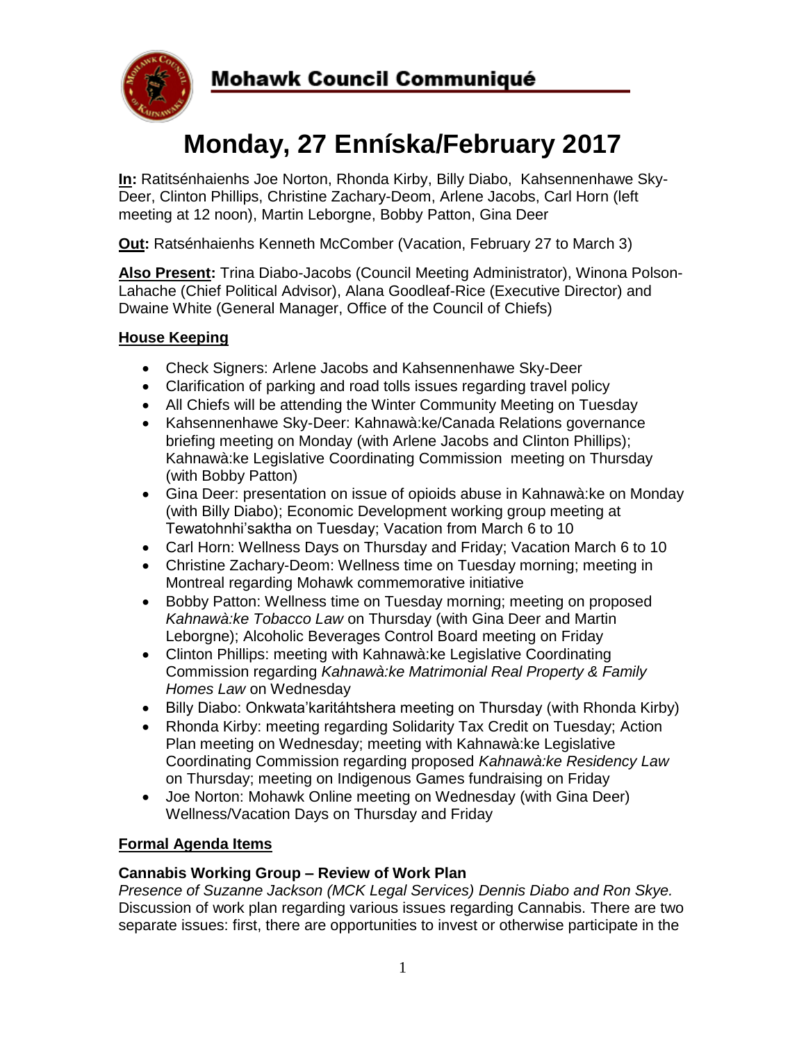# Mohawk Council Communiqué

# Monday, 27 Enníska/February 2017

**In:** Ratitsénhaienhs Joe Norton, Rhonda Kirby, Billy Diabo, Kahsennenhawe Sky-Deer, Clinton Phillips, Christine Zachary-Deom, Arlene Jacobs, Carl Horn (left meeting at 12 noon), Martin Leborgne, Bobby Patton, Gina Deer

**Out:** Ratsénhaienhs Kenneth McComber (Vacation, February 27 to March 3)

**Also Present:** Trina Diabo-Jacobs (Council Meeting Administrator), Winona Polson-Lahache (Chief Political Advisor), Alana Goodleaf-Rice (Executive Director) and Dwaine White (General Manager, Office of the Council of Chiefs)

## House Keeping

- Check Signers: Arlene Jacobs and Kahsennenhawe Sky-Deer
- Clarification of parking and road tolls issues regarding travel policy
- All Chiefs will be attending the Winter Community Meeting on Tuesday
- Kahsennenhawe Sky-Deer: Kahnawà:ke/Canada Relations governance briefing meeting on Monday (with Arlene Jacobs and Clinton Phillips); Kahnawà:ke Legislative Coordinating Commission meeting on Thursday (with Bobby Patton)
- Gina Deer: presentation on issue of opioids abuse in Kahnawà:ke on Monday (with Billy Diabo); Economic Development working group meeting at Tewatohnhi'saktha on Tuesday; Vacation from March 6 to 10
- Carl Horn: Wellness Days on Thursday and Friday; Vacation March 6 to 10
- Christine Zachary-Deom: Wellness time on Tuesday morning; meeting in Montreal regarding Mohawk commemorative initiative
- Bobby Patton: Wellness time on Tuesday morning; meeting on proposed *Kahnawà:ke Tobacco Law* on Thursday (with Gina Deer and Martin Leborgne); Alcoholic Beverages Control Board meeting on Friday
- Clinton Phillips: meeting with Kahnawà:ke Legislative Coordinating Commission regarding *Kahnawà:ke Matrimonial Real Property & Family Homes Law* on Wednesday
- Billy Diabo: Onkwata'karitáhtshera meeting on Thursday (with Rhonda Kirby)
- Rhonda Kirby: meeting regarding Solidarity Tax Credit on Tuesday; Action Plan meeting on Wednesday; meeting with Kahnawà:ke Legislative Coordinating Commission regarding proposed *Kahnawà:ke Residency Law* on Thursday; meeting on Indigenous Games fundraising on Friday
- Joe Norton: Mohawk Online meeting on Wednesday (with Gina Deer) Wellness/Vacation Days on Thursday and Friday

## Formal Agenda Items

### Cannabis Working Group – Review of Work Plan

*Presence of Suzanne Jackson (MCK Legal Services) Dennis Diabo and Ron Skye.* Discussion of work plan regarding various issues regarding Cannabis. There are two separate issues: first, there are opportunities to invest or otherwise participate in the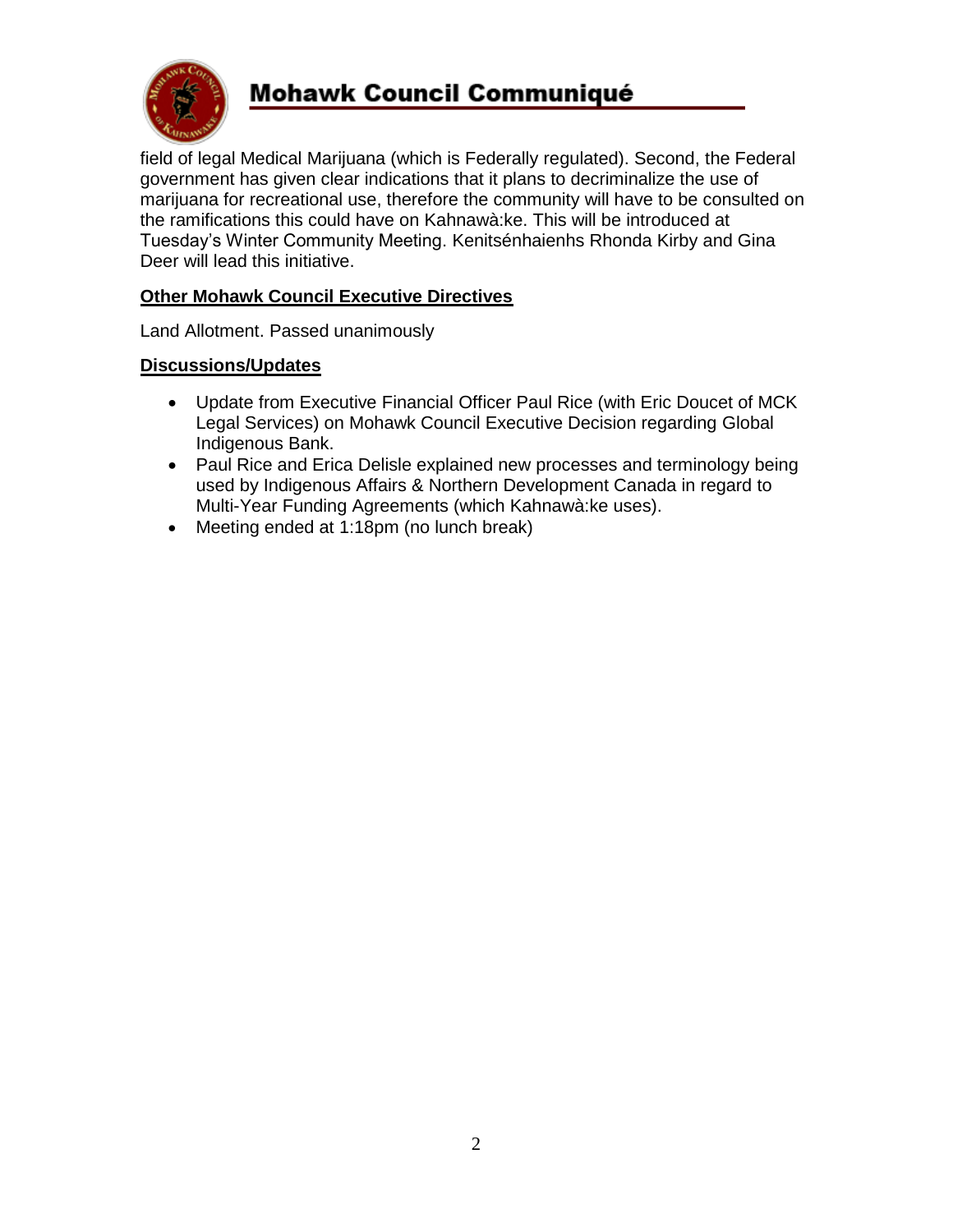field of legal Medical Marijuana (which is Federally regulated). Second, the Federal government has given clear indications that it plans to decriminalize the use of marijuana for recreational use, therefore the community will have to be consulted on the ramifications this could have on Kahnawà:ke. This will be introduced at Tuesday's Winter Community Meeting. Kenitsénhaienhs Rhonda Kirby and Gina Deer will lead this initiative.

**Other Mohawk Council Executive Directives**

Land Allotment. Passed unanimously

**Discussions/Updates**

- Update from Executive Financial Officer Paul Rice (with Eric Doucet of MCK Legal Services) on Mohawk Council Executive Decision regarding Global Indigenous Bank.
- Paul Rice and Erica Delisle explained new processes and terminology being used by Indigenous Affairs & Northern Development Canada in regard to Multi-Year Funding Agreements (which Kahnawà:ke uses).
- Meeting ended at 1:18pm (no lunch break)